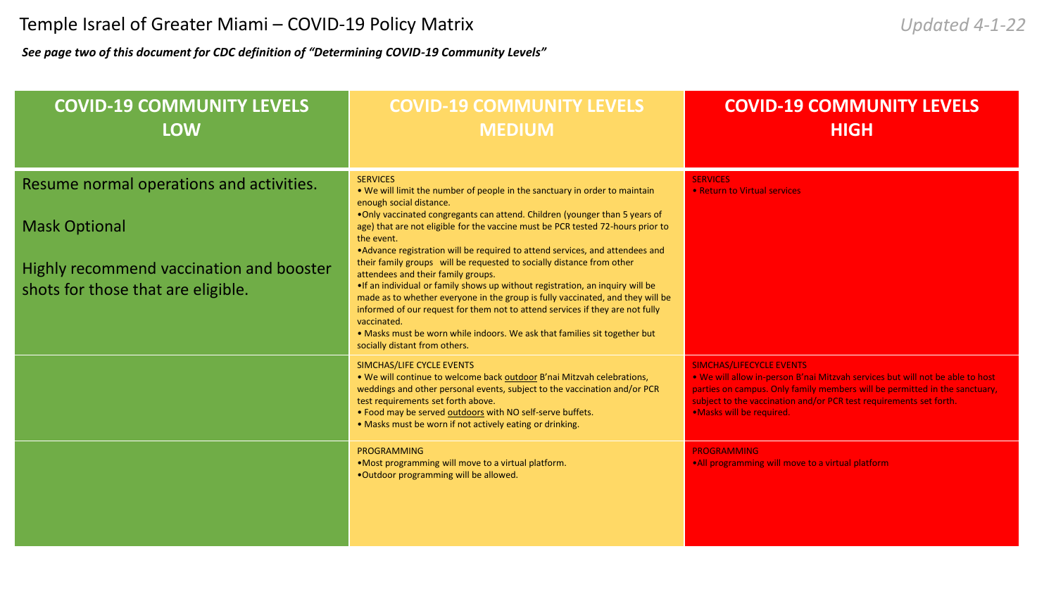# Temple Israel of Greater Miami – COVID-19 Policy Matrix

*Updated 4-1-22*

***See page two of this document for CDC definition of "Determining COVID-19 Community Levels"***

| **COVID-19 COMMUNITY LEVELS LOW** | **COVID-19 COMMUNITY LEVELS MEDIUM** | **COVID-19 COMMUNITY LEVELS HIGH** |
|---|---|---|
| Resume normal operations and activities.<br><br>Mask Optional<br><br>Highly recommend vaccination and booster shots for those that are eligible. | SERVICES<br>• We will limit the number of people in the sanctuary in order to maintain enough social distance.<br>•Only vaccinated congregants can attend. Children (younger than 5 years of age) that are not eligible for the vaccine must be PCR tested 72-hours prior to the event.<br>•Advance registration will be required to attend services, and attendees and their family groups will be requested to socially distance from other attendees and their family groups.<br>•If an individual or family shows up without registration, an inquiry will be made as to whether everyone in the group is fully vaccinated, and they will be informed of our request for them not to attend services if they are not fully vaccinated.<br>• Masks must be worn while indoors. We ask that families sit together but socially distant from others. | SERVICES<br>• Return to Virtual services |
| | SIMCHAS/LIFE CYCLE EVENTS<br>• We will continue to welcome back <u>outdoor</u> B'nai Mitzvah celebrations, weddings and other personal events, subject to the vaccination and/or PCR test requirements set forth above.<br>• Food may be served <u>outdoors</u> with NO self-serve buffets.<br>• Masks must be worn if not actively eating or drinking. | SIMCHAS/LIFECYCLE EVENTS<br>• We will allow in-person B'nai Mitzvah services but will not be able to host parties on campus. Only family members will be permitted in the sanctuary, subject to the vaccination and/or PCR test requirements set forth.<br>•Masks will be required. |
| | PROGRAMMING<br>•Most programming will move to a virtual platform.<br>•Outdoor programming will be allowed. | PROGRAMMING<br>•All programming will move to a virtual platform |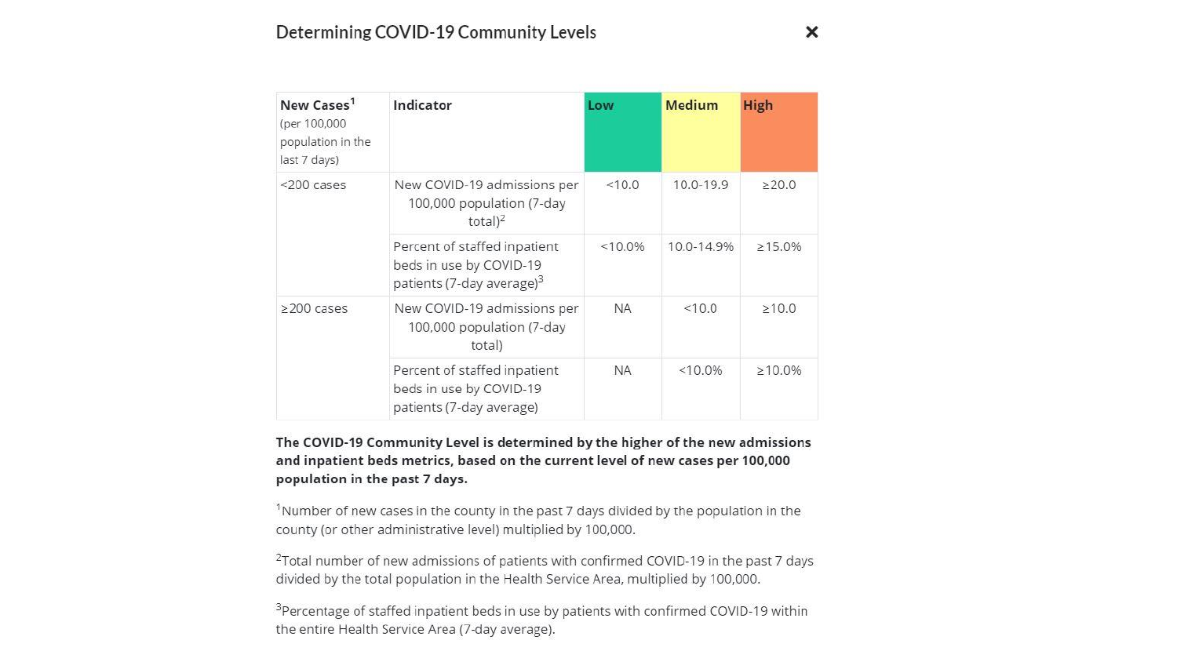## Determining COVID-19 Community Levels

| New Cases[1] (per 100,000 population in the last 7 days) | Indicator | Low | Medium | High |
|---|---|---|---|---|
| <200 cases | New COVID-19 admissions per 100,000 population (7-day total)[2] | <10.0 | 10.0-19.9 | ≥20.0 |
| | Percent of staffed inpatient beds in use by COVID-19 patients (7-day average)[3] | <10.0% | 10.0-14.9% | ≥15.0% |
| ≥200 cases | New COVID-19 admissions per 100,000 population (7-day total) | NA | <10.0 | ≥10.0 |
| | Percent of staffed inpatient beds in use by COVID-19 patients (7-day average) | NA | <10.0% | ≥10.0% |

**The COVID-19 Community Level is determined by the higher of the new admissions and inpatient beds metrics, based on the current level of new cases per 100,000 population in the past 7 days.**

[1]Number of new cases in the county in the past 7 days divided by the population in the county (or other administrative level) multiplied by 100,000.

[2]Total number of new admissions of patients with confirmed COVID-19 in the past 7 days divided by the total population in the Health Service Area, multiplied by 100,000.

[3]Percentage of staffed inpatient beds in use by patients with confirmed COVID-19 within the entire Health Service Area (7-day average).